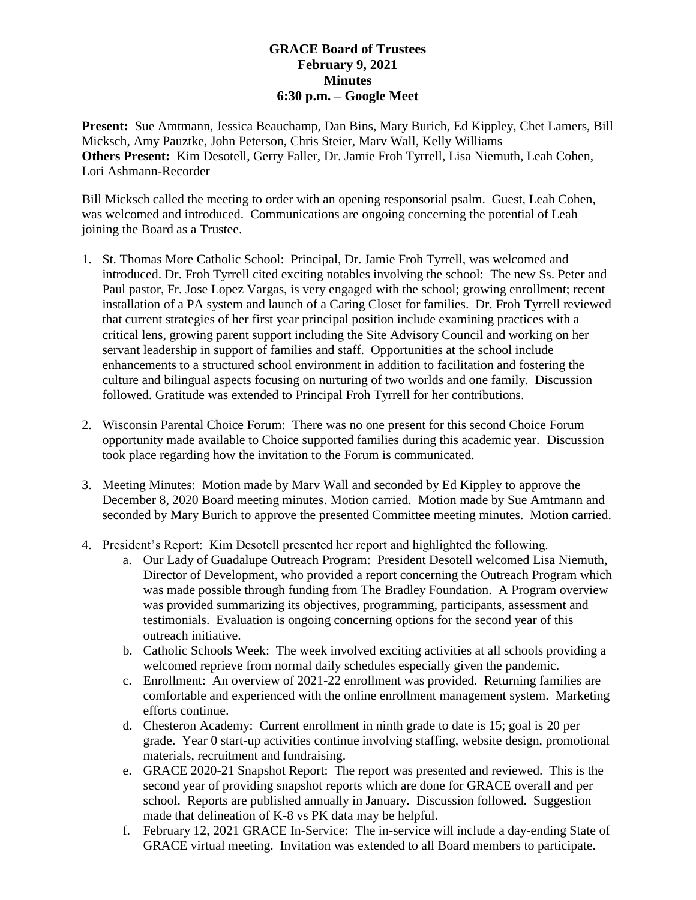**GRACE Board of Trustees**
**February 9, 2021**
**Minutes**
**6:30 p.m. – Google Meet**

**Present:** Sue Amtmann, Jessica Beauchamp, Dan Bins, Mary Burich, Ed Kippley, Chet Lamers, Bill Micksch, Amy Pauztke, John Peterson, Chris Steier, Marv Wall, Kelly Williams
**Others Present:** Kim Desotell, Gerry Faller, Dr. Jamie Froh Tyrrell, Lisa Niemuth, Leah Cohen, Lori Ashmann-Recorder

Bill Micksch called the meeting to order with an opening responsorial psalm. Guest, Leah Cohen, was welcomed and introduced. Communications are ongoing concerning the potential of Leah joining the Board as a Trustee.

1. St. Thomas More Catholic School: Principal, Dr. Jamie Froh Tyrrell, was welcomed and introduced. Dr. Froh Tyrrell cited exciting notables involving the school: The new Ss. Peter and Paul pastor, Fr. Jose Lopez Vargas, is very engaged with the school; growing enrollment; recent installation of a PA system and launch of a Caring Closet for families. Dr. Froh Tyrrell reviewed that current strategies of her first year principal position include examining practices with a critical lens, growing parent support including the Site Advisory Council and working on her servant leadership in support of families and staff. Opportunities at the school include enhancements to a structured school environment in addition to facilitation and fostering the culture and bilingual aspects focusing on nurturing of two worlds and one family. Discussion followed. Gratitude was extended to Principal Froh Tyrrell for her contributions.

2. Wisconsin Parental Choice Forum: There was no one present for this second Choice Forum opportunity made available to Choice supported families during this academic year. Discussion took place regarding how the invitation to the Forum is communicated.

3. Meeting Minutes: Motion made by Marv Wall and seconded by Ed Kippley to approve the December 8, 2020 Board meeting minutes. Motion carried. Motion made by Sue Amtmann and seconded by Mary Burich to approve the presented Committee meeting minutes. Motion carried.

4. President's Report: Kim Desotell presented her report and highlighted the following.
    a. Our Lady of Guadalupe Outreach Program: President Desotell welcomed Lisa Niemuth, Director of Development, who provided a report concerning the Outreach Program which was made possible through funding from The Bradley Foundation. A Program overview was provided summarizing its objectives, programming, participants, assessment and testimonials. Evaluation is ongoing concerning options for the second year of this outreach initiative.
    b. Catholic Schools Week: The week involved exciting activities at all schools providing a welcomed reprieve from normal daily schedules especially given the pandemic.
    c. Enrollment: An overview of 2021-22 enrollment was provided. Returning families are comfortable and experienced with the online enrollment management system. Marketing efforts continue.
    d. Chesteron Academy: Current enrollment in ninth grade to date is 15; goal is 20 per grade. Year 0 start-up activities continue involving staffing, website design, promotional materials, recruitment and fundraising.
    e. GRACE 2020-21 Snapshot Report: The report was presented and reviewed. This is the second year of providing snapshot reports which are done for GRACE overall and per school. Reports are published annually in January. Discussion followed. Suggestion made that delineation of K-8 vs PK data may be helpful.
    f. February 12, 2021 GRACE In-Service: The in-service will include a day-ending State of GRACE virtual meeting. Invitation was extended to all Board members to participate.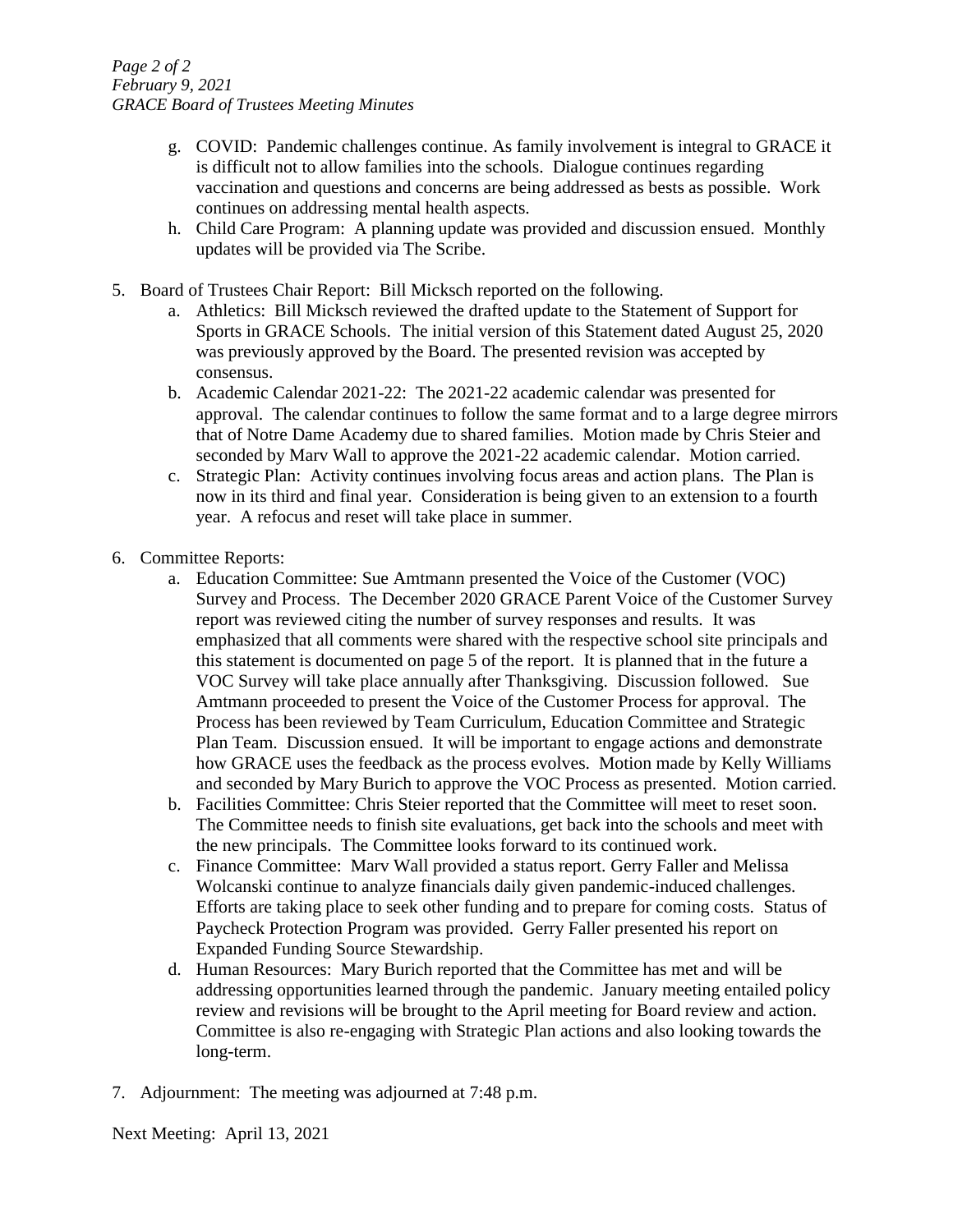g. COVID: Pandemic challenges continue. As family involvement is integral to GRACE it is difficult not to allow families into the schools. Dialogue continues regarding vaccination and questions and concerns are being addressed as bests as possible. Work continues on addressing mental health aspects.
   h. Child Care Program: A planning update was provided and discussion ensued. Monthly updates will be provided via The Scribe.

5. Board of Trustees Chair Report: Bill Micksch reported on the following.
   a. Athletics: Bill Micksch reviewed the drafted update to the Statement of Support for Sports in GRACE Schools. The initial version of this Statement dated August 25, 2020 was previously approved by the Board. The presented revision was accepted by consensus.
   b. Academic Calendar 2021-22: The 2021-22 academic calendar was presented for approval. The calendar continues to follow the same format and to a large degree mirrors that of Notre Dame Academy due to shared families. Motion made by Chris Steier and seconded by Marv Wall to approve the 2021-22 academic calendar. Motion carried.
   c. Strategic Plan: Activity continues involving focus areas and action plans. The Plan is now in its third and final year. Consideration is being given to an extension to a fourth year. A refocus and reset will take place in summer.

6. Committee Reports:
   a. Education Committee: Sue Amtmann presented the Voice of the Customer (VOC) Survey and Process. The December 2020 GRACE Parent Voice of the Customer Survey report was reviewed citing the number of survey responses and results. It was emphasized that all comments were shared with the respective school site principals and this statement is documented on page 5 of the report. It is planned that in the future a VOC Survey will take place annually after Thanksgiving. Discussion followed. Sue Amtmann proceeded to present the Voice of the Customer Process for approval. The Process has been reviewed by Team Curriculum, Education Committee and Strategic Plan Team. Discussion ensued. It will be important to engage actions and demonstrate how GRACE uses the feedback as the process evolves. Motion made by Kelly Williams and seconded by Mary Burich to approve the VOC Process as presented. Motion carried.
   b. Facilities Committee: Chris Steier reported that the Committee will meet to reset soon. The Committee needs to finish site evaluations, get back into the schools and meet with the new principals. The Committee looks forward to its continued work.
   c. Finance Committee: Marv Wall provided a status report. Gerry Faller and Melissa Wolcanski continue to analyze financials daily given pandemic-induced challenges. Efforts are taking place to seek other funding and to prepare for coming costs. Status of Paycheck Protection Program was provided. Gerry Faller presented his report on Expanded Funding Source Stewardship.
   d. Human Resources: Mary Burich reported that the Committee has met and will be addressing opportunities learned through the pandemic. January meeting entailed policy review and revisions will be brought to the April meeting for Board review and action. Committee is also re-engaging with Strategic Plan actions and also looking towards the long-term.

7. Adjournment: The meeting was adjourned at 7:48 p.m.

Next Meeting: April 13, 2021